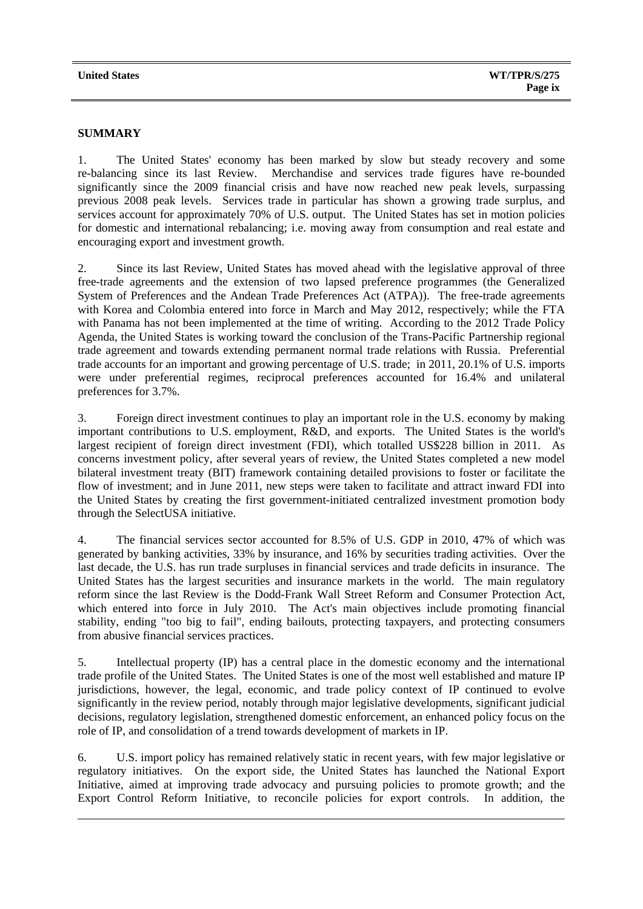## SUMMARY

1. The United States' economy has been marked by slow but steady recovery and some re-balancing since its last Review. Merchandise and services trade figures have re-bounded significantly since the 2009 financial crisis and have now reached new peak levels, surpassing previous 2008 peak levels. Services trade in particular has shown a growing trade surplus, and services account for approximately 70% of U.S. output. The United States has set in motion policies for domestic and international rebalancing; i.e. moving away from consumption and real estate and encouraging export and investment growth.

2. Since its last Review, United States has moved ahead with the legislative approval of three free-trade agreements and the extension of two lapsed preference programmes (the Generalized System of Preferences and the Andean Trade Preferences Act (ATPA)). The free-trade agreements with Korea and Colombia entered into force in March and May 2012, respectively; while the FTA with Panama has not been implemented at the time of writing. According to the 2012 Trade Policy Agenda, the United States is working toward the conclusion of the Trans-Pacific Partnership regional trade agreement and towards extending permanent normal trade relations with Russia. Preferential trade accounts for an important and growing percentage of U.S. trade; in 2011, 20.1% of U.S. imports were under preferential regimes, reciprocal preferences accounted for 16.4% and unilateral preferences for 3.7%.

3. Foreign direct investment continues to play an important role in the U.S. economy by making important contributions to U.S. employment, R&D, and exports. The United States is the world's largest recipient of foreign direct investment (FDI), which totalled US$228 billion in 2011. As concerns investment policy, after several years of review, the United States completed a new model bilateral investment treaty (BIT) framework containing detailed provisions to foster or facilitate the flow of investment; and in June 2011, new steps were taken to facilitate and attract inward FDI into the United States by creating the first government-initiated centralized investment promotion body through the SelectUSA initiative.

4. The financial services sector accounted for 8.5% of U.S. GDP in 2010, 47% of which was generated by banking activities, 33% by insurance, and 16% by securities trading activities. Over the last decade, the U.S. has run trade surpluses in financial services and trade deficits in insurance. The United States has the largest securities and insurance markets in the world. The main regulatory reform since the last Review is the Dodd-Frank Wall Street Reform and Consumer Protection Act, which entered into force in July 2010. The Act's main objectives include promoting financial stability, ending "too big to fail", ending bailouts, protecting taxpayers, and protecting consumers from abusive financial services practices.

5. Intellectual property (IP) has a central place in the domestic economy and the international trade profile of the United States. The United States is one of the most well established and mature IP jurisdictions, however, the legal, economic, and trade policy context of IP continued to evolve significantly in the review period, notably through major legislative developments, significant judicial decisions, regulatory legislation, strengthened domestic enforcement, an enhanced policy focus on the role of IP, and consolidation of a trend towards development of markets in IP.

6. U.S. import policy has remained relatively static in recent years, with few major legislative or regulatory initiatives. On the export side, the United States has launched the National Export Initiative, aimed at improving trade advocacy and pursuing policies to promote growth; and the Export Control Reform Initiative, to reconcile policies for export controls. In addition, the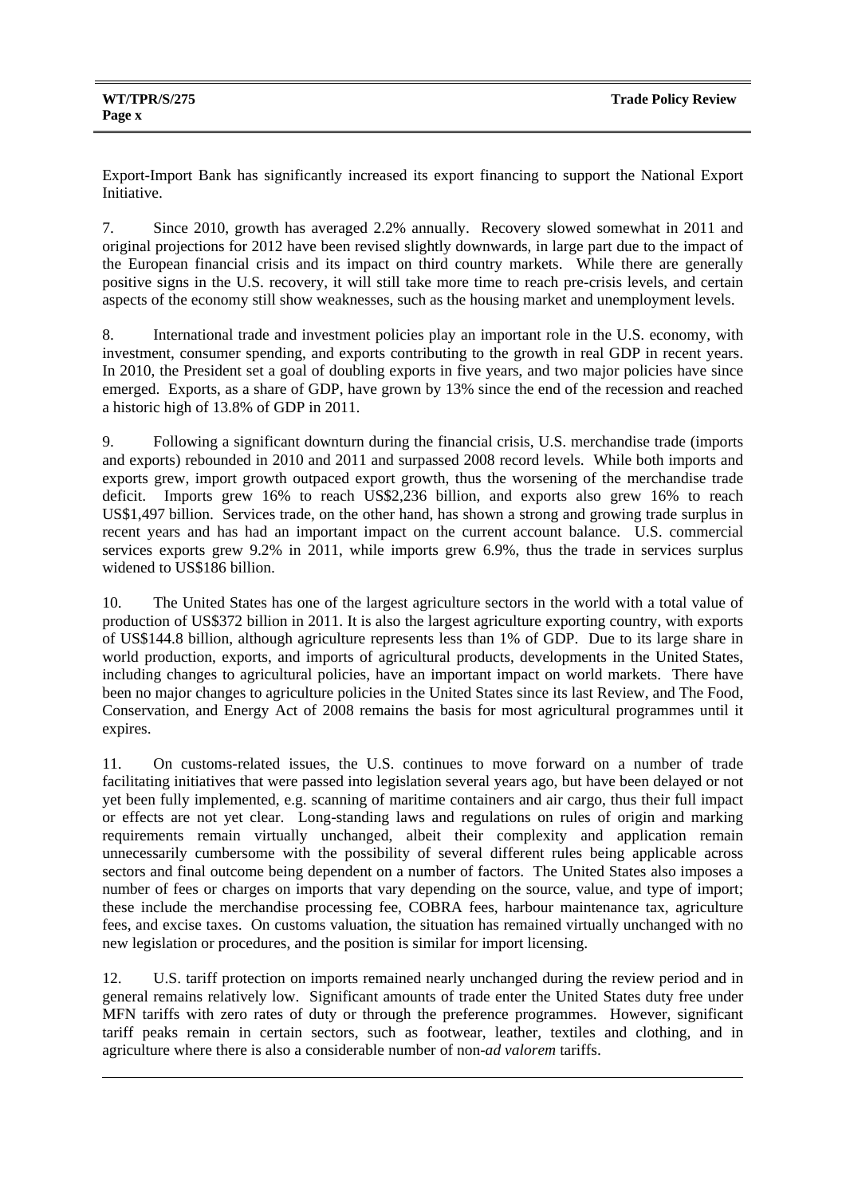Export-Import Bank has significantly increased its export financing to support the National Export Initiative.

7. Since 2010, growth has averaged 2.2% annually. Recovery slowed somewhat in 2011 and original projections for 2012 have been revised slightly downwards, in large part due to the impact of the European financial crisis and its impact on third country markets. While there are generally positive signs in the U.S. recovery, it will still take more time to reach pre-crisis levels, and certain aspects of the economy still show weaknesses, such as the housing market and unemployment levels.

8. International trade and investment policies play an important role in the U.S. economy, with investment, consumer spending, and exports contributing to the growth in real GDP in recent years. In 2010, the President set a goal of doubling exports in five years, and two major policies have since emerged. Exports, as a share of GDP, have grown by 13% since the end of the recession and reached a historic high of 13.8% of GDP in 2011.

9. Following a significant downturn during the financial crisis, U.S. merchandise trade (imports and exports) rebounded in 2010 and 2011 and surpassed 2008 record levels. While both imports and exports grew, import growth outpaced export growth, thus the worsening of the merchandise trade deficit. Imports grew 16% to reach US$2,236 billion, and exports also grew 16% to reach US$1,497 billion. Services trade, on the other hand, has shown a strong and growing trade surplus in recent years and has had an important impact on the current account balance. U.S. commercial services exports grew 9.2% in 2011, while imports grew 6.9%, thus the trade in services surplus widened to US$186 billion.

10. The United States has one of the largest agriculture sectors in the world with a total value of production of US$372 billion in 2011. It is also the largest agriculture exporting country, with exports of US$144.8 billion, although agriculture represents less than 1% of GDP. Due to its large share in world production, exports, and imports of agricultural products, developments in the United States, including changes to agricultural policies, have an important impact on world markets. There have been no major changes to agriculture policies in the United States since its last Review, and The Food, Conservation, and Energy Act of 2008 remains the basis for most agricultural programmes until it expires.

11. On customs-related issues, the U.S. continues to move forward on a number of trade facilitating initiatives that were passed into legislation several years ago, but have been delayed or not yet been fully implemented, e.g. scanning of maritime containers and air cargo, thus their full impact or effects are not yet clear. Long-standing laws and regulations on rules of origin and marking requirements remain virtually unchanged, albeit their complexity and application remain unnecessarily cumbersome with the possibility of several different rules being applicable across sectors and final outcome being dependent on a number of factors. The United States also imposes a number of fees or charges on imports that vary depending on the source, value, and type of import; these include the merchandise processing fee, COBRA fees, harbour maintenance tax, agriculture fees, and excise taxes. On customs valuation, the situation has remained virtually unchanged with no new legislation or procedures, and the position is similar for import licensing.

12. U.S. tariff protection on imports remained nearly unchanged during the review period and in general remains relatively low. Significant amounts of trade enter the United States duty free under MFN tariffs with zero rates of duty or through the preference programmes. However, significant tariff peaks remain in certain sectors, such as footwear, leather, textiles and clothing, and in agriculture where there is also a considerable number of non-*ad valorem* tariffs.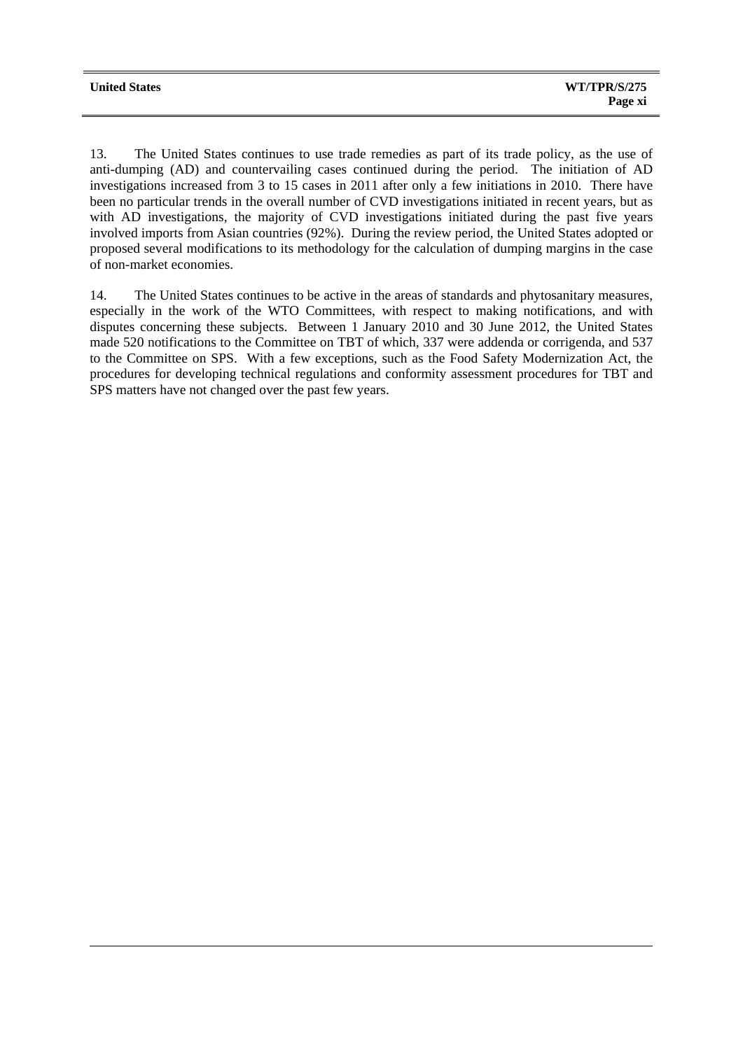13. The United States continues to use trade remedies as part of its trade policy, as the use of anti-dumping (AD) and countervailing cases continued during the period. The initiation of AD investigations increased from 3 to 15 cases in 2011 after only a few initiations in 2010. There have been no particular trends in the overall number of CVD investigations initiated in recent years, but as with AD investigations, the majority of CVD investigations initiated during the past five years involved imports from Asian countries (92%). During the review period, the United States adopted or proposed several modifications to its methodology for the calculation of dumping margins in the case of non-market economies.

14. The United States continues to be active in the areas of standards and phytosanitary measures, especially in the work of the WTO Committees, with respect to making notifications, and with disputes concerning these subjects. Between 1 January 2010 and 30 June 2012, the United States made 520 notifications to the Committee on TBT of which, 337 were addenda or corrigenda, and 537 to the Committee on SPS. With a few exceptions, such as the Food Safety Modernization Act, the procedures for developing technical regulations and conformity assessment procedures for TBT and SPS matters have not changed over the past few years.